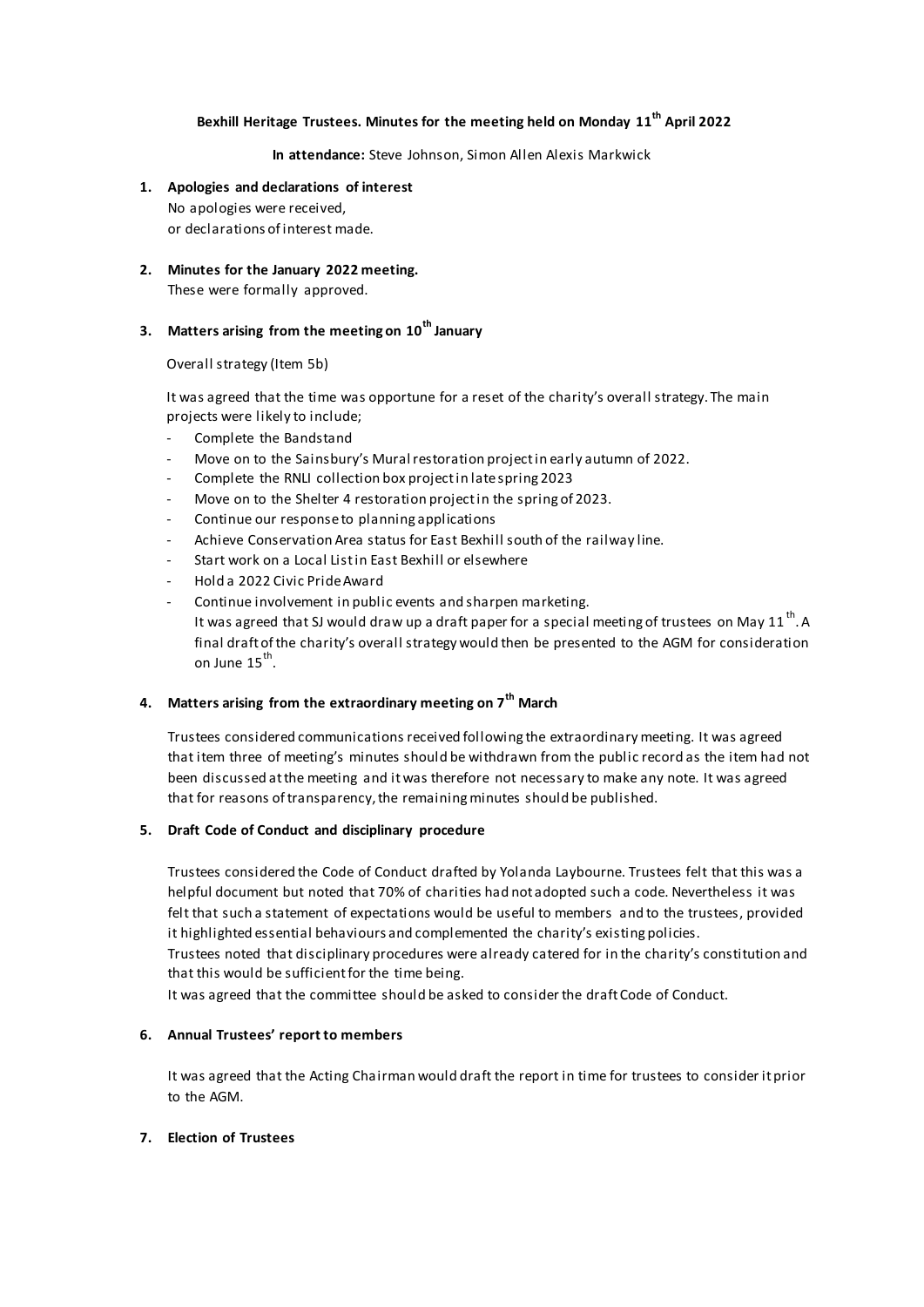**Bexhill Heritage Trustees. Minutes for the meeting held on Monday 11th April 2022**

**In attendance:** Steve Johnson, Simon Allen Alexis Markwick

1. **Apologies and declarations of interest**
   No apologies were received,
   or declarations of interest made.

2. **Minutes for the January 2022 meeting.**
   These were formally approved.

3. **Matters arising from the meeting on 10th January**

   Overall strategy (Item 5b)

   It was agreed that the time was opportune for a reset of the charity's overall strategy. The main projects were likely to include;

   - Complete the Bandstand
   - Move on to the Sainsbury's Mural restoration project in early autumn of 2022.
   - Complete the RNLI collection box project in late spring 2023
   - Move on to the Shelter 4 restoration project in the spring of 2023.
   - Continue our response to planning applications
   - Achieve Conservation Area status for East Bexhill south of the railway line.
   - Start work on a Local List in East Bexhill or elsewhere
   - Hold a 2022 Civic Pride Award
   - Continue involvement in public events and sharpen marketing.
     It was agreed that SJ would draw up a draft paper for a special meeting of trustees on May 11th. A final draft of the charity's overall strategy would then be presented to the AGM for consideration on June 15th.

4. **Matters arising from the extraordinary meeting on 7th March**

   Trustees considered communications received following the extraordinary meeting. It was agreed that item three of meeting's minutes should be withdrawn from the public record as the item had not been discussed at the meeting and it was therefore not necessary to make any note. It was agreed that for reasons of transparency, the remaining minutes should be published.

5. **Draft Code of Conduct and disciplinary procedure**

   Trustees considered the Code of Conduct drafted by Yolanda Laybourne. Trustees felt that this was a helpful document but noted that 70% of charities had not adopted such a code. Nevertheless it was felt that such a statement of expectations would be useful to members and to the trustees, provided it highlighted essential behaviours and complemented the charity's existing policies.
   Trustees noted that disciplinary procedures were already catered for in the charity's constitution and that this would be sufficient for the time being.
   It was agreed that the committee should be asked to consider the draft Code of Conduct.

6. **Annual Trustees' report to members**

   It was agreed that the Acting Chairman would draft the report in time for trustees to consider it prior to the AGM.

7. **Election of Trustees**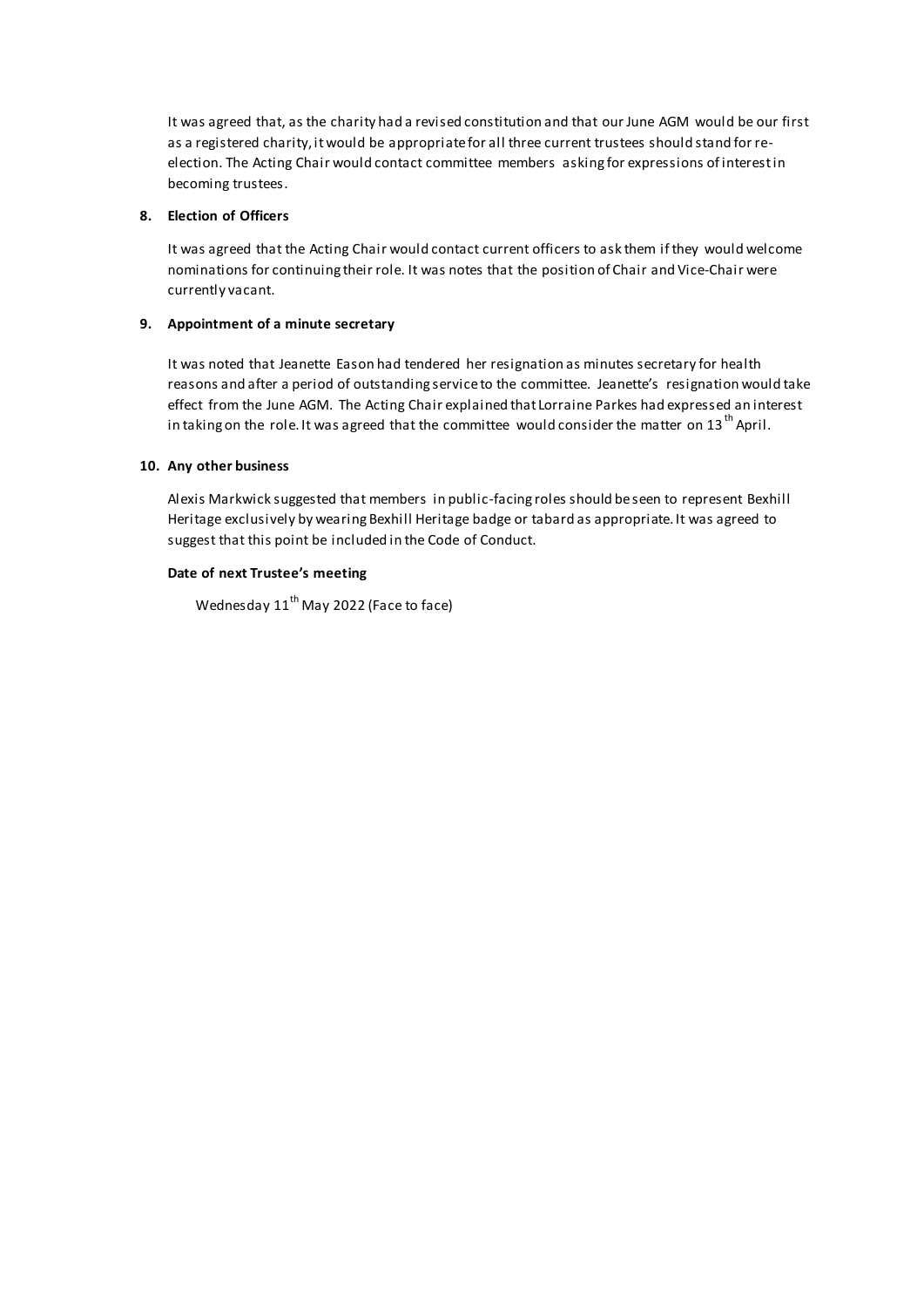It was agreed that, as the charity had a revised constitution and that our June AGM would be our first as a registered charity, it would be appropriate for all three current trustees should stand for re-election. The Acting Chair would contact committee members asking for expressions of interest in becoming trustees.

**8. Election of Officers**

It was agreed that the Acting Chair would contact current officers to ask them if they would welcome nominations for continuing their role. It was notes that the position of Chair and Vice-Chair were currently vacant.

**9. Appointment of a minute secretary**

It was noted that Jeanette Eason had tendered her resignation as minutes secretary for health reasons and after a period of outstanding service to the committee. Jeanette's resignation would take effect from the June AGM. The Acting Chair explained that Lorraine Parkes had expressed an interest in taking on the role. It was agreed that the committee would consider the matter on 13th April.

**10. Any other business**

Alexis Markwick suggested that members in public-facing roles should be seen to represent Bexhill Heritage exclusively by wearing Bexhill Heritage badge or tabard as appropriate. It was agreed to suggest that this point be included in the Code of Conduct.

**Date of next Trustee's meeting**

Wednesday 11th May 2022 (Face to face)